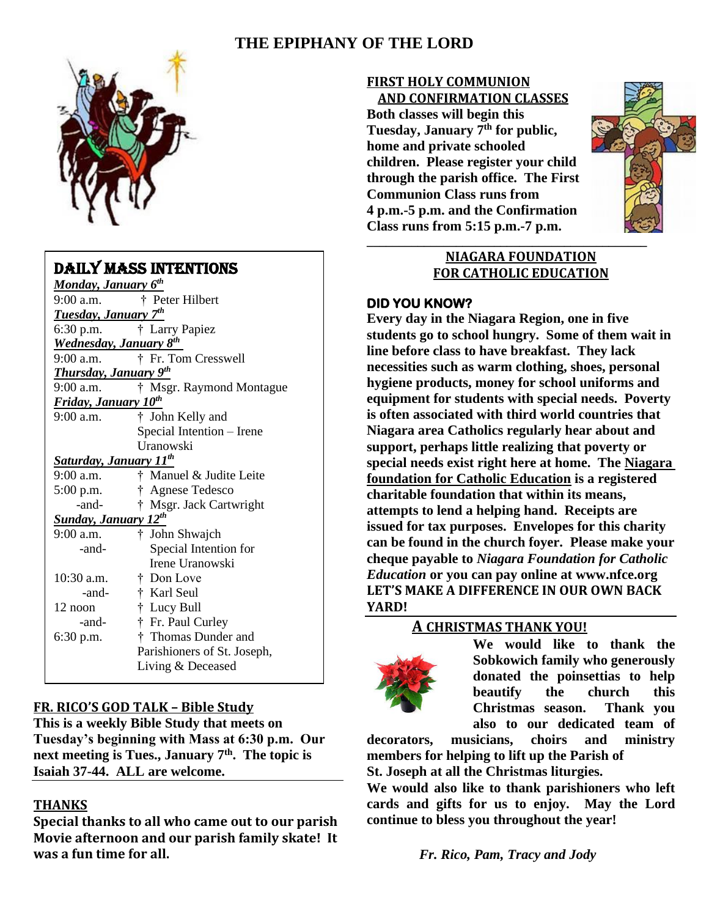# THE EPIPHANY OF THE LORD

## DAILY MASS INTENTIONS

***Monday, January 6th***

9:00 a.m. † Peter Hilbert

***Tuesday, January 7th***

6:30 p.m. † Larry Papiez

***Wednesday, January 8th***

9:00 a.m. † Fr. Tom Cresswell

***Thursday, January 9th***

9:00 a.m. † Msgr. Raymond Montague

***Friday, January 10th***

9:00 a.m. † John Kelly and Special Intention – Irene Uranowski

***Saturday, January 11th***

9:00 a.m. † Manuel & Judite Leite

5:00 p.m. † Agnese Tedesco

-and- † Msgr. Jack Cartwright

***Sunday, January 12th***

9:00 a.m. † John Shwajch

-and- Special Intention for Irene Uranowski

10:30 a.m. † Don Love

-and- † Karl Seul

12 noon † Lucy Bull

-and- † Fr. Paul Curley

6:30 p.m. † Thomas Dunder and Parishioners of St. Joseph, Living & Deceased

## FR. RICO'S GOD TALK – Bible Study

**This is a weekly Bible Study that meets on Tuesday's beginning with Mass at 6:30 p.m. Our next meeting is Tues., January 7th. The topic is Isaiah 37-44. ALL are welcome.**

## THANKS

**Special thanks to all who came out to our parish Movie afternoon and our parish family skate! It was a fun time for all.**

## FIRST HOLY COMMUNION AND CONFIRMATION CLASSES

**Both classes will begin this Tuesday, January 7th for public, home and private schooled children. Please register your child through the parish office. The First Communion Class runs from 4 p.m.-5 p.m. and the Confirmation Class runs from 5:15 p.m.-7 p.m.**

## NIAGARA FOUNDATION FOR CATHOLIC EDUCATION

### DID YOU KNOW?

**Every day in the Niagara Region, one in five students go to school hungry. Some of them wait in line before class to have breakfast. They lack necessities such as warm clothing, shoes, personal hygiene products, money for school uniforms and equipment for students with special needs. Poverty is often associated with third world countries that Niagara area Catholics regularly hear about and support, perhaps little realizing that poverty or special needs exist right here at home. The Niagara foundation for Catholic Education is a registered charitable foundation that within its means, attempts to lend a helping hand. Receipts are issued for tax purposes. Envelopes for this charity can be found in the church foyer. Please make your cheque payable to *Niagara Foundation for Catholic Education* or you can pay online at www.nfce.org LET'S MAKE A DIFFERENCE IN OUR OWN BACK YARD!**

## A CHRISTMAS THANK YOU!

**We would like to thank the Sobkowich family who generously donated the poinsettias to help beautify the church this Christmas season. Thank you also to our dedicated team of decorators, musicians, choirs and ministry members for helping to lift up the Parish of St. Joseph at all the Christmas liturgies.**

**We would also like to thank parishioners who left cards and gifts for us to enjoy. May the Lord continue to bless you throughout the year!**

***Fr. Rico, Pam, Tracy and Jody***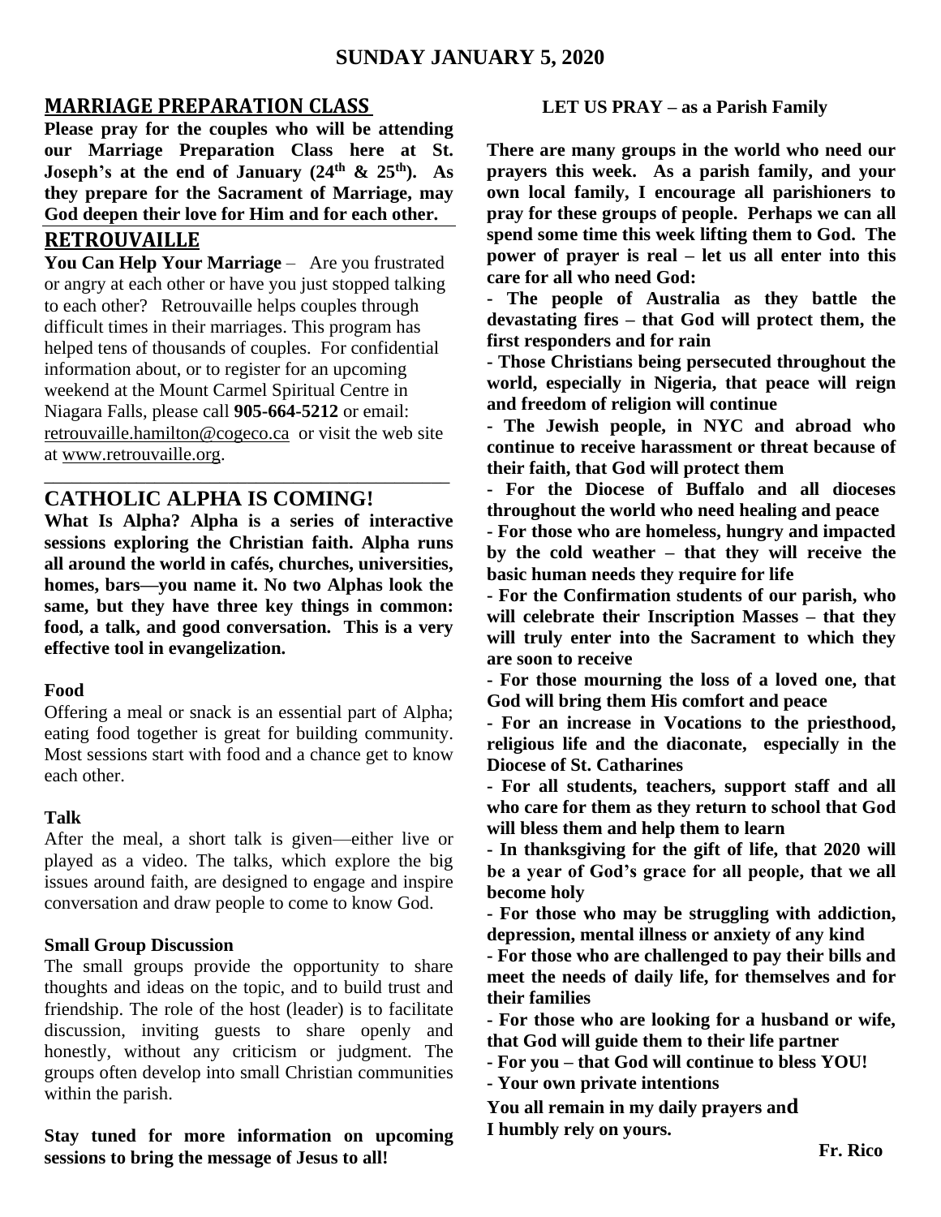# SUNDAY JANUARY 5, 2020

## MARRIAGE PREPARATION CLASS

**Please pray for the couples who will be attending our Marriage Preparation Class here at St. Joseph's at the end of January (24th & 25th). As they prepare for the Sacrament of Marriage, may God deepen their love for Him and for each other.**

## RETROUVAILLE

**You Can Help Your Marriage** – Are you frustrated or angry at each other or have you just stopped talking to each other? Retrouvaille helps couples through difficult times in their marriages. This program has helped tens of thousands of couples. For confidential information about, or to register for an upcoming weekend at the Mount Carmel Spiritual Centre in Niagara Falls, please call **905-664-5212** or email: retrouvaille.hamilton@cogeco.ca or visit the web site at www.retrouvaille.org.

## CATHOLIC ALPHA IS COMING!

**What Is Alpha? Alpha is a series of interactive sessions exploring the Christian faith. Alpha runs all around the world in cafés, churches, universities, homes, bars—you name it. No two Alphas look the same, but they have three key things in common: food, a talk, and good conversation. This is a very effective tool in evangelization.**

**Food**

Offering a meal or snack is an essential part of Alpha; eating food together is great for building community. Most sessions start with food and a chance get to know each other.

**Talk**

After the meal, a short talk is given—either live or played as a video. The talks, which explore the big issues around faith, are designed to engage and inspire conversation and draw people to come to know God.

**Small Group Discussion**

The small groups provide the opportunity to share thoughts and ideas on the topic, and to build trust and friendship. The role of the host (leader) is to facilitate discussion, inviting guests to share openly and honestly, without any criticism or judgment. The groups often develop into small Christian communities within the parish.

**Stay tuned for more information on upcoming sessions to bring the message of Jesus to all!**

## LET US PRAY – as a Parish Family

**There are many groups in the world who need our prayers this week. As a parish family, and your own local family, I encourage all parishioners to pray for these groups of people. Perhaps we can all spend some time this week lifting them to God. The power of prayer is real – let us all enter into this care for all who need God:**

**- The people of Australia as they battle the devastating fires – that God will protect them, the first responders and for rain**

**- Those Christians being persecuted throughout the world, especially in Nigeria, that peace will reign and freedom of religion will continue**

**- The Jewish people, in NYC and abroad who continue to receive harassment or threat because of their faith, that God will protect them**

**- For the Diocese of Buffalo and all dioceses throughout the world who need healing and peace**

**- For those who are homeless, hungry and impacted by the cold weather – that they will receive the basic human needs they require for life**

**- For the Confirmation students of our parish, who will celebrate their Inscription Masses – that they will truly enter into the Sacrament to which they are soon to receive**

**- For those mourning the loss of a loved one, that God will bring them His comfort and peace**

**- For an increase in Vocations to the priesthood, religious life and the diaconate, especially in the Diocese of St. Catharines**

**- For all students, teachers, support staff and all who care for them as they return to school that God will bless them and help them to learn**

**- In thanksgiving for the gift of life, that 2020 will be a year of God's grace for all people, that we all become holy**

**- For those who may be struggling with addiction, depression, mental illness or anxiety of any kind**

**- For those who are challenged to pay their bills and meet the needs of daily life, for themselves and for their families**

**- For those who are looking for a husband or wife, that God will guide them to their life partner**

**- For you – that God will continue to bless YOU!**

**- Your own private intentions**

**You all remain in my daily prayers and I humbly rely on yours.**

**Fr. Rico**